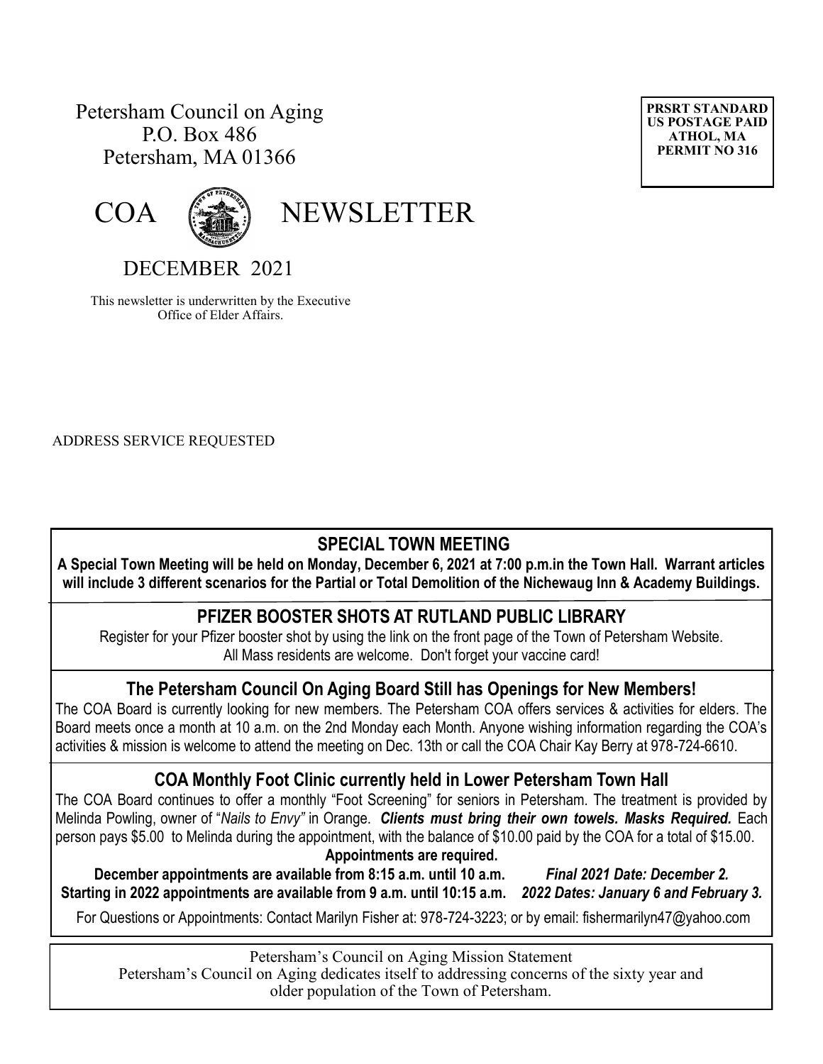Petersham Council on Aging
P.O. Box 486
Petersham, MA 01366

**PRSRT STANDARD**
**US POSTAGE PAID**
**ATHOL, MA**
**PERMIT NO 316**

# COA NEWSLETTER

## DECEMBER 2021

This newsletter is underwritten by the Executive Office of Elder Affairs.

ADDRESS SERVICE REQUESTED

## SPECIAL TOWN MEETING

**A Special Town Meeting will be held on Monday, December 6, 2021 at 7:00 p.m.in the Town Hall. Warrant articles will include 3 different scenarios for the Partial or Total Demolition of the Nichewaug Inn & Academy Buildings.**

## PFIZER BOOSTER SHOTS AT RUTLAND PUBLIC LIBRARY

Register for your Pfizer booster shot by using the link on the front page of the Town of Petersham Website. All Mass residents are welcome. Don't forget your vaccine card!

## The Petersham Council On Aging Board Still has Openings for New Members!

The COA Board is currently looking for new members. The Petersham COA offers services & activities for elders. The Board meets once a month at 10 a.m. on the 2nd Monday each Month. Anyone wishing information regarding the COA's activities & mission is welcome to attend the meeting on Dec. 13th or call the COA Chair Kay Berry at 978-724-6610.

## COA Monthly Foot Clinic currently held in Lower Petersham Town Hall

The COA Board continues to offer a monthly "Foot Screening" for seniors in Petersham. The treatment is provided by Melinda Powling, owner of "*Nails to Envy"* in Orange. ***Clients must bring their own towels. Masks Required.*** Each person pays $5.00 to Melinda during the appointment, with the balance of $10.00 paid by the COA for a total of $15.00.

**Appointments are required.**

**December appointments are available from 8:15 a.m. until 10 a.m.** ***Final 2021 Date: December 2.***
**Starting in 2022 appointments are available from 9 a.m. until 10:15 a.m.** ***2022 Dates: January 6 and February 3.***

For Questions or Appointments: Contact Marilyn Fisher at: 978-724-3223; or by email: fishermarilyn47@yahoo.com

Petersham's Council on Aging Mission Statement
Petersham's Council on Aging dedicates itself to addressing concerns of the sixty year and older population of the Town of Petersham.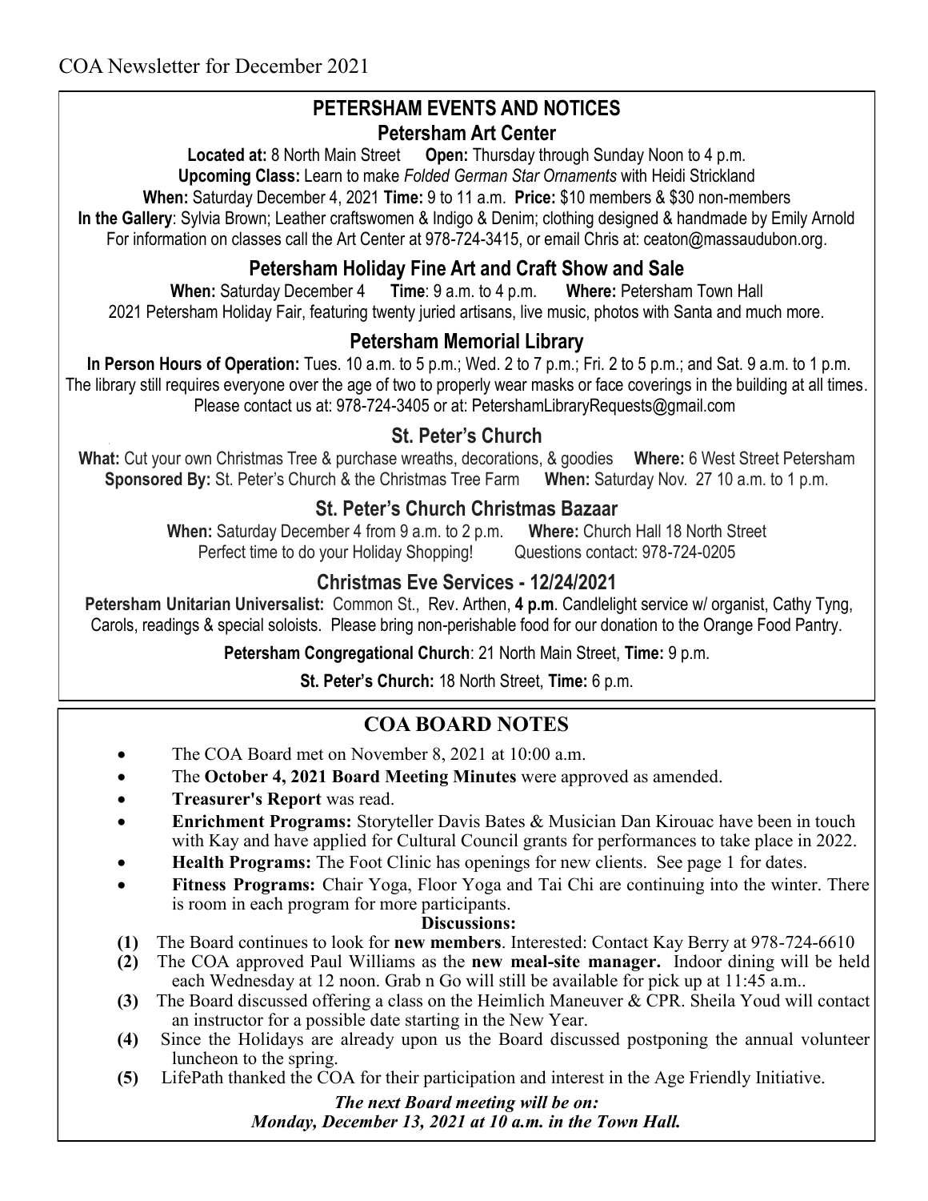## PETERSHAM EVENTS AND NOTICES

### Petersham Art Center

**Located at:** 8 North Main Street **Open:** Thursday through Sunday Noon to 4 p.m.
**Upcoming Class:** Learn to make *Folded German Star Ornaments* with Heidi Strickland
**When:** Saturday December 4, 2021 **Time:** 9 to 11 a.m. **Price:** $10 members & $30 non-members
**In the Gallery**: Sylvia Brown; Leather craftswomen & Indigo & Denim; clothing designed & handmade by Emily Arnold
For information on classes call the Art Center at 978-724-3415, or email Chris at: ceaton@massaudubon.org.

### Petersham Holiday Fine Art and Craft Show and Sale

**When:** Saturday December 4 **Time**: 9 a.m. to 4 p.m. **Where:** Petersham Town Hall
2021 Petersham Holiday Fair, featuring twenty juried artisans, live music, photos with Santa and much more.

### Petersham Memorial Library

**In Person Hours of Operation:** Tues. 10 a.m. to 5 p.m.; Wed. 2 to 7 p.m.; Fri. 2 to 5 p.m.; and Sat. 9 a.m. to 1 p.m.
The library still requires everyone over the age of two to properly wear masks or face coverings in the building at all times.
Please contact us at: 978-724-3405 or at: PetershamLibraryRequests@gmail.com

### St. Peter's Church

**What:** Cut your own Christmas Tree & purchase wreaths, decorations, & goodies **Where:** 6 West Street Petersham
**Sponsored By:** St. Peter's Church & the Christmas Tree Farm **When:** Saturday Nov. 27 10 a.m. to 1 p.m.

### St. Peter's Church Christmas Bazaar

**When:** Saturday December 4 from 9 a.m. to 2 p.m. **Where:** Church Hall 18 North Street
Perfect time to do your Holiday Shopping! Questions contact: 978-724-0205

### Christmas Eve Services - 12/24/2021

**Petersham Unitarian Universalist:** Common St., Rev. Arthen, **4 p.m**. Candlelight service w/ organist, Cathy Tyng, Carols, readings & special soloists. Please bring non-perishable food for our donation to the Orange Food Pantry.

**Petersham Congregational Church**: 21 North Main Street, **Time:** 9 p.m.

**St. Peter's Church:** 18 North Street, **Time:** 6 p.m.

## COA BOARD NOTES

- The COA Board met on November 8, 2021 at 10:00 a.m.
- The **October 4, 2021 Board Meeting Minutes** were approved as amended.
- **Treasurer's Report** was read.
- **Enrichment Programs:** Storyteller Davis Bates & Musician Dan Kirouac have been in touch with Kay and have applied for Cultural Council grants for performances to take place in 2022.
- **Health Programs:** The Foot Clinic has openings for new clients. See page 1 for dates.
- **Fitness Programs:** Chair Yoga, Floor Yoga and Tai Chi are continuing into the winter. There is room in each program for more participants.

**Discussions:**

**(1)** The Board continues to look for **new members**. Interested: Contact Kay Berry at 978-724-6610

**(2)** The COA approved Paul Williams as the **new meal-site manager.** Indoor dining will be held each Wednesday at 12 noon. Grab n Go will still be available for pick up at 11:45 a.m..

**(3)** The Board discussed offering a class on the Heimlich Maneuver & CPR. Sheila Youd will contact an instructor for a possible date starting in the New Year.

**(4)** Since the Holidays are already upon us the Board discussed postponing the annual volunteer luncheon to the spring.

**(5)** LifePath thanked the COA for their participation and interest in the Age Friendly Initiative.

***The next Board meeting will be on:***
***Monday, December 13, 2021 at 10 a.m. in the Town Hall.***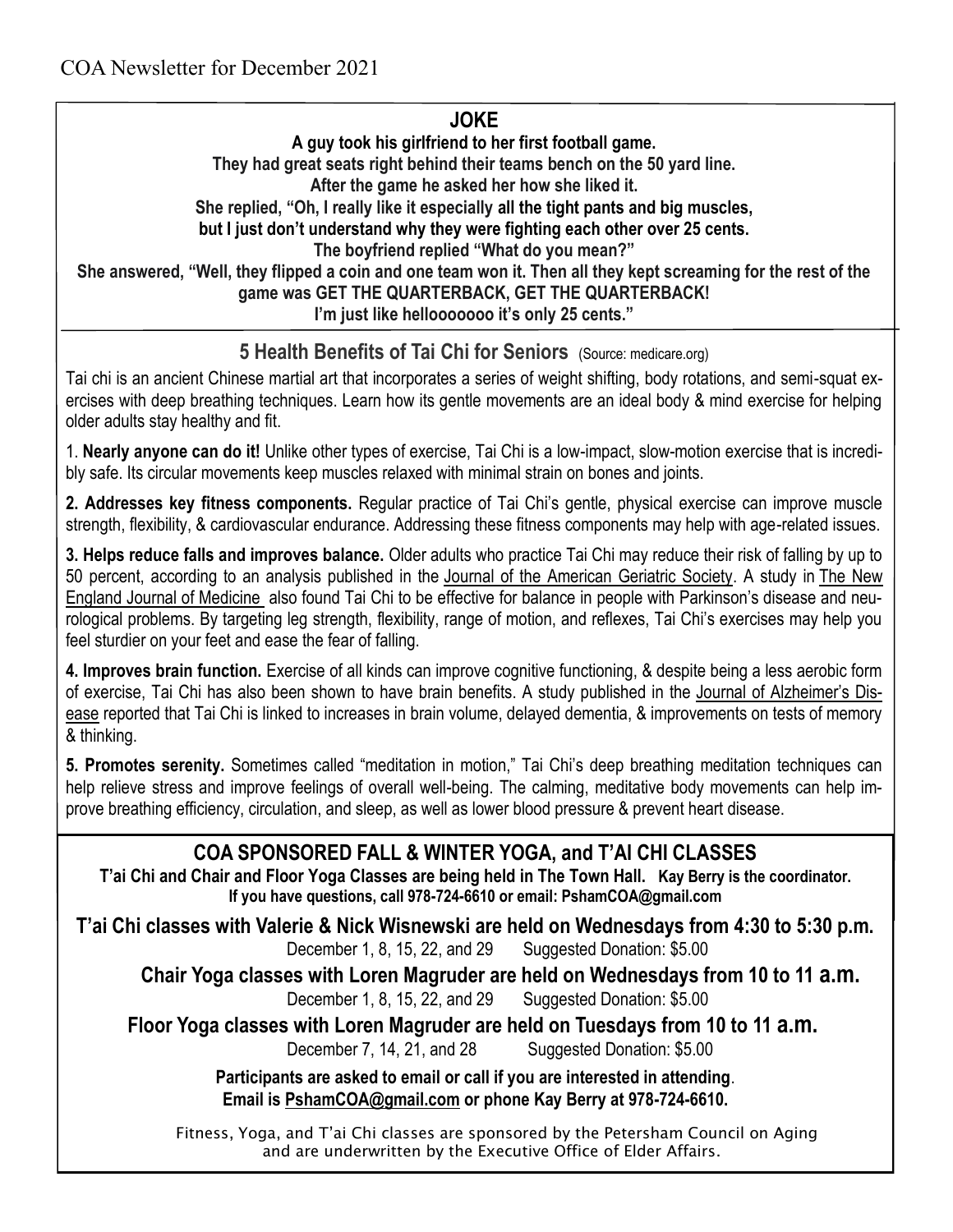## JOKE

**A guy took his girlfriend to her first football game.**
**They had great seats right behind their teams bench on the 50 yard line.**
**After the game he asked her how she liked it.**
**She replied, "Oh, I really like it especially all the tight pants and big muscles,**
**but I just don't understand why they were fighting each other over 25 cents.**
**The boyfriend replied "What do you mean?"**
**She answered, "Well, they flipped a coin and one team won it. Then all they kept screaming for the rest of the game was GET THE QUARTERBACK, GET THE QUARTERBACK!**
**I'm just like hellooooooo it's only 25 cents."**

## 5 Health Benefits of Tai Chi for Seniors (Source: medicare.org)

Tai chi is an ancient Chinese martial art that incorporates a series of weight shifting, body rotations, and semi-squat exercises with deep breathing techniques. Learn how its gentle movements are an ideal body & mind exercise for helping older adults stay healthy and fit.

1. **Nearly anyone can do it!** Unlike other types of exercise, Tai Chi is a low-impact, slow-motion exercise that is incredibly safe. Its circular movements keep muscles relaxed with minimal strain on bones and joints.

**2. Addresses key fitness components.** Regular practice of Tai Chi's gentle, physical exercise can improve muscle strength, flexibility, & cardiovascular endurance. Addressing these fitness components may help with age-related issues.

**3. Helps reduce falls and improves balance.** Older adults who practice Tai Chi may reduce their risk of falling by up to 50 percent, according to an analysis published in the Journal of the American Geriatric Society. A study in The New England Journal of Medicine also found Tai Chi to be effective for balance in people with Parkinson's disease and neurological problems. By targeting leg strength, flexibility, range of motion, and reflexes, Tai Chi's exercises may help you feel sturdier on your feet and ease the fear of falling.

**4. Improves brain function.** Exercise of all kinds can improve cognitive functioning, & despite being a less aerobic form of exercise, Tai Chi has also been shown to have brain benefits. A study published in the Journal of Alzheimer's Disease reported that Tai Chi is linked to increases in brain volume, delayed dementia, & improvements on tests of memory & thinking.

**5. Promotes serenity.** Sometimes called "meditation in motion," Tai Chi's deep breathing meditation techniques can help relieve stress and improve feelings of overall well-being. The calming, meditative body movements can help improve breathing efficiency, circulation, and sleep, as well as lower blood pressure & prevent heart disease.

## COA SPONSORED FALL & WINTER YOGA, and T'AI CHI CLASSES

**T'ai Chi and Chair and Floor Yoga Classes are being held in The Town Hall. Kay Berry is the coordinator.**
**If you have questions, call 978-724-6610 or email: PshamCOA@gmail.com**

**T'ai Chi classes with Valerie & Nick Wisnewski are held on Wednesdays from 4:30 to 5:30 p.m.**
December 1, 8, 15, 22, and 29 Suggested Donation: $5.00

**Chair Yoga classes with Loren Magruder are held on Wednesdays from 10 to 11 a.m.**
December 1, 8, 15, 22, and 29 Suggested Donation: $5.00

**Floor Yoga classes with Loren Magruder are held on Tuesdays from 10 to 11 a.m.**
December 7, 14, 21, and 28 Suggested Donation: $5.00

**Participants are asked to email or call if you are interested in attending.**
**Email is PshamCOA@gmail.com or phone Kay Berry at 978-724-6610.**

Fitness, Yoga, and T'ai Chi classes are sponsored by the Petersham Council on Aging and are underwritten by the Executive Office of Elder Affairs.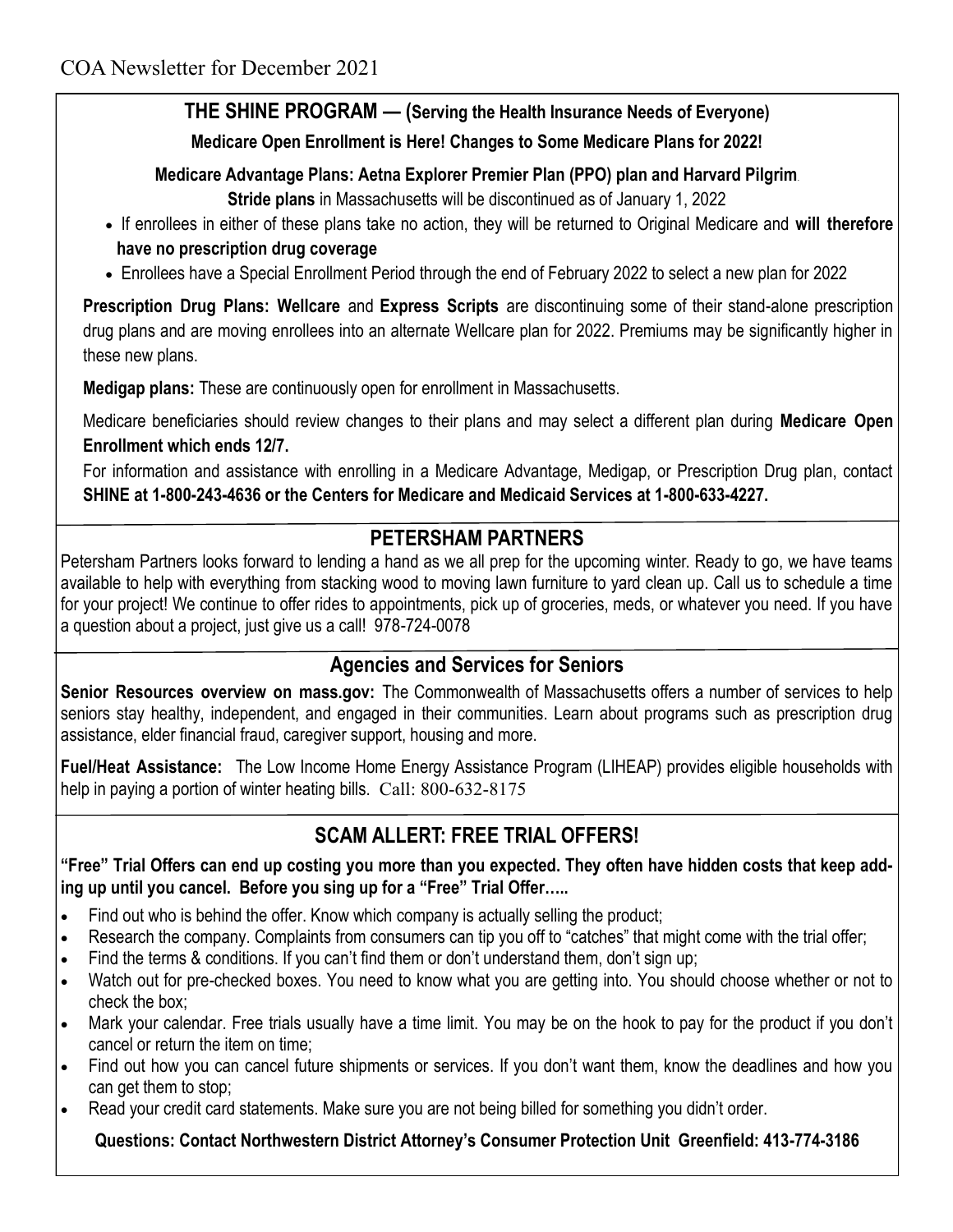# COA Newsletter for December 2021

## THE SHINE PROGRAM — (Serving the Health Insurance Needs of Everyone)

**Medicare Open Enrollment is Here! Changes to Some Medicare Plans for 2022!**

**Medicare Advantage Plans: Aetna Explorer Premier Plan (PPO) plan and Harvard Pilgrim Stride plans** in Massachusetts will be discontinued as of January 1, 2022

- If enrollees in either of these plans take no action, they will be returned to Original Medicare and **will therefore have no prescription drug coverage**
- Enrollees have a Special Enrollment Period through the end of February 2022 to select a new plan for 2022

**Prescription Drug Plans: Wellcare** and **Express Scripts** are discontinuing some of their stand-alone prescription drug plans and are moving enrollees into an alternate Wellcare plan for 2022. Premiums may be significantly higher in these new plans.

**Medigap plans:** These are continuously open for enrollment in Massachusetts.

Medicare beneficiaries should review changes to their plans and may select a different plan during **Medicare Open Enrollment which ends 12/7.**

For information and assistance with enrolling in a Medicare Advantage, Medigap, or Prescription Drug plan, contact **SHINE at 1-800-243-4636 or the Centers for Medicare and Medicaid Services at 1-800-633-4227.**

## PETERSHAM PARTNERS

Petersham Partners looks forward to lending a hand as we all prep for the upcoming winter. Ready to go, we have teams available to help with everything from stacking wood to moving lawn furniture to yard clean up. Call us to schedule a time for your project! We continue to offer rides to appointments, pick up of groceries, meds, or whatever you need. If you have a question about a project, just give us a call! 978-724-0078

## Agencies and Services for Seniors

**Senior Resources overview on mass.gov:** The Commonwealth of Massachusetts offers a number of services to help seniors stay healthy, independent, and engaged in their communities. Learn about programs such as prescription drug assistance, elder financial fraud, caregiver support, housing and more.

**Fuel/Heat Assistance:** The Low Income Home Energy Assistance Program (LIHEAP) provides eligible households with help in paying a portion of winter heating bills. Call: 800-632-8175

## SCAM ALLERT: FREE TRIAL OFFERS!

**"Free" Trial Offers can end up costing you more than you expected. They often have hidden costs that keep adding up until you cancel. Before you sing up for a "Free" Trial Offer…..**

- Find out who is behind the offer. Know which company is actually selling the product;
- Research the company. Complaints from consumers can tip you off to "catches" that might come with the trial offer;
- Find the terms & conditions. If you can't find them or don't understand them, don't sign up;
- Watch out for pre-checked boxes. You need to know what you are getting into. You should choose whether or not to check the box;
- Mark your calendar. Free trials usually have a time limit. You may be on the hook to pay for the product if you don't cancel or return the item on time;
- Find out how you can cancel future shipments or services. If you don't want them, know the deadlines and how you can get them to stop;
- Read your credit card statements. Make sure you are not being billed for something you didn't order.

**Questions: Contact Northwestern District Attorney's Consumer Protection Unit Greenfield: 413-774-3186**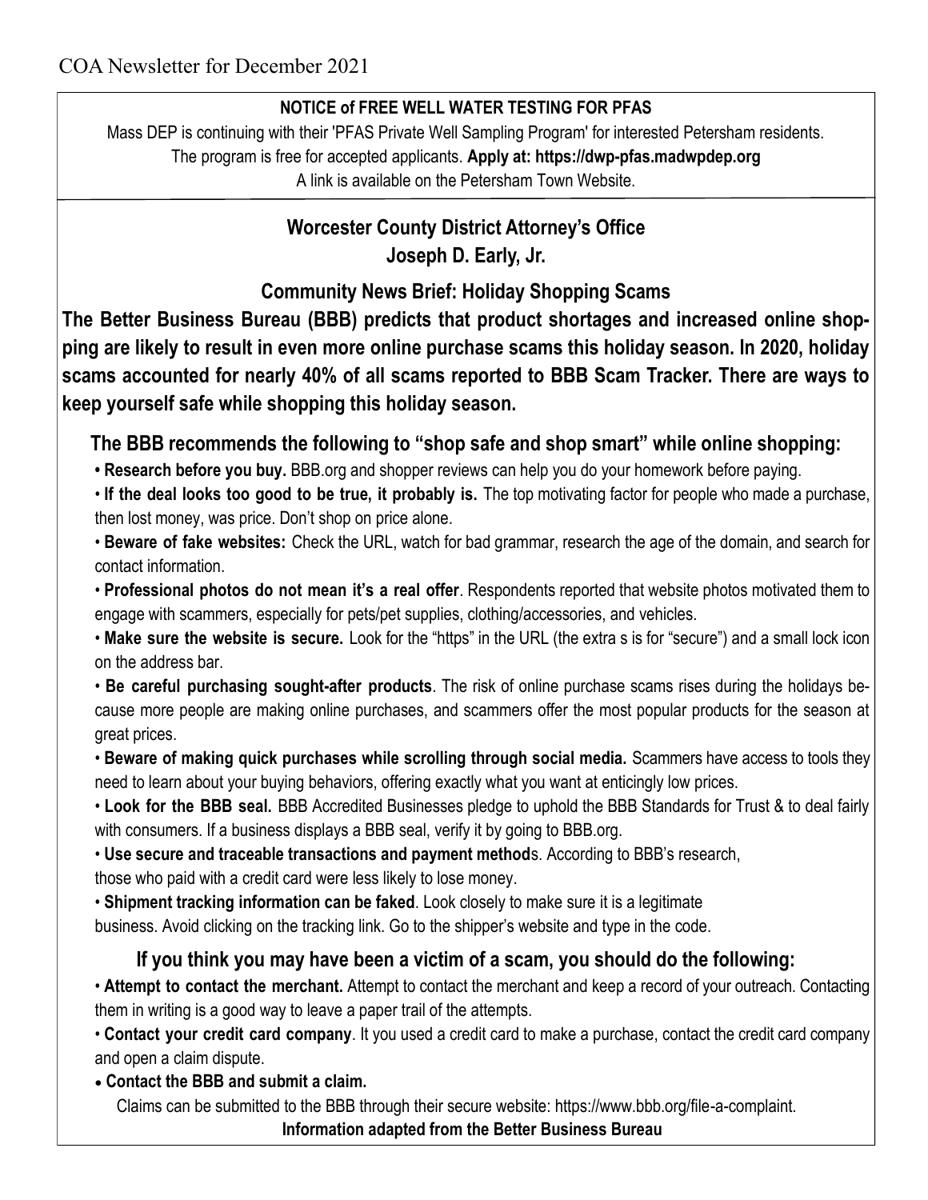COA Newsletter for December 2021

**NOTICE of FREE WELL WATER TESTING FOR PFAS**

Mass DEP is continuing with their 'PFAS Private Well Sampling Program' for interested Petersham residents.
The program is free for accepted applicants. **Apply at: https://dwp-pfas.madwpdep.org**
A link is available on the Petersham Town Website.

## Worcester County District Attorney's Office
## Joseph D. Early, Jr.

### Community News Brief: Holiday Shopping Scams

**The Better Business Bureau (BBB) predicts that product shortages and increased online shopping are likely to result in even more online purchase scams this holiday season. In 2020, holiday scams accounted for nearly 40% of all scams reported to BBB Scam Tracker. There are ways to keep yourself safe while shopping this holiday season.**

### The BBB recommends the following to "shop safe and shop smart" while online shopping:

- **Research before you buy.** BBB.org and shopper reviews can help you do your homework before paying.
- **If the deal looks too good to be true, it probably is.** The top motivating factor for people who made a purchase, then lost money, was price. Don't shop on price alone.
- **Beware of fake websites:** Check the URL, watch for bad grammar, research the age of the domain, and search for contact information.
- **Professional photos do not mean it's a real offer**. Respondents reported that website photos motivated them to engage with scammers, especially for pets/pet supplies, clothing/accessories, and vehicles.
- **Make sure the website is secure.** Look for the "https" in the URL (the extra s is for "secure") and a small lock icon on the address bar.
- **Be careful purchasing sought-after products**. The risk of online purchase scams rises during the holidays because more people are making online purchases, and scammers offer the most popular products for the season at great prices.
- **Beware of making quick purchases while scrolling through social media.** Scammers have access to tools they need to learn about your buying behaviors, offering exactly what you want at enticingly low prices.
- **Look for the BBB seal.** BBB Accredited Businesses pledge to uphold the BBB Standards for Trust & to deal fairly with consumers. If a business displays a BBB seal, verify it by going to BBB.org.
- **Use secure and traceable transactions and payment method**s. According to BBB's research, those who paid with a credit card were less likely to lose money.
- **Shipment tracking information can be faked**. Look closely to make sure it is a legitimate business. Avoid clicking on the tracking link. Go to the shipper's website and type in the code.

### If you think you may have been a victim of a scam, you should do the following:

- **Attempt to contact the merchant.** Attempt to contact the merchant and keep a record of your outreach. Contacting them in writing is a good way to leave a paper trail of the attempts.
- **Contact your credit card company**. It you used a credit card to make a purchase, contact the credit card company and open a claim dispute.
- **Contact the BBB and submit a claim.**

  Claims can be submitted to the BBB through their secure website: https://www.bbb.org/file-a-complaint.

**Information adapted from the Better Business Bureau**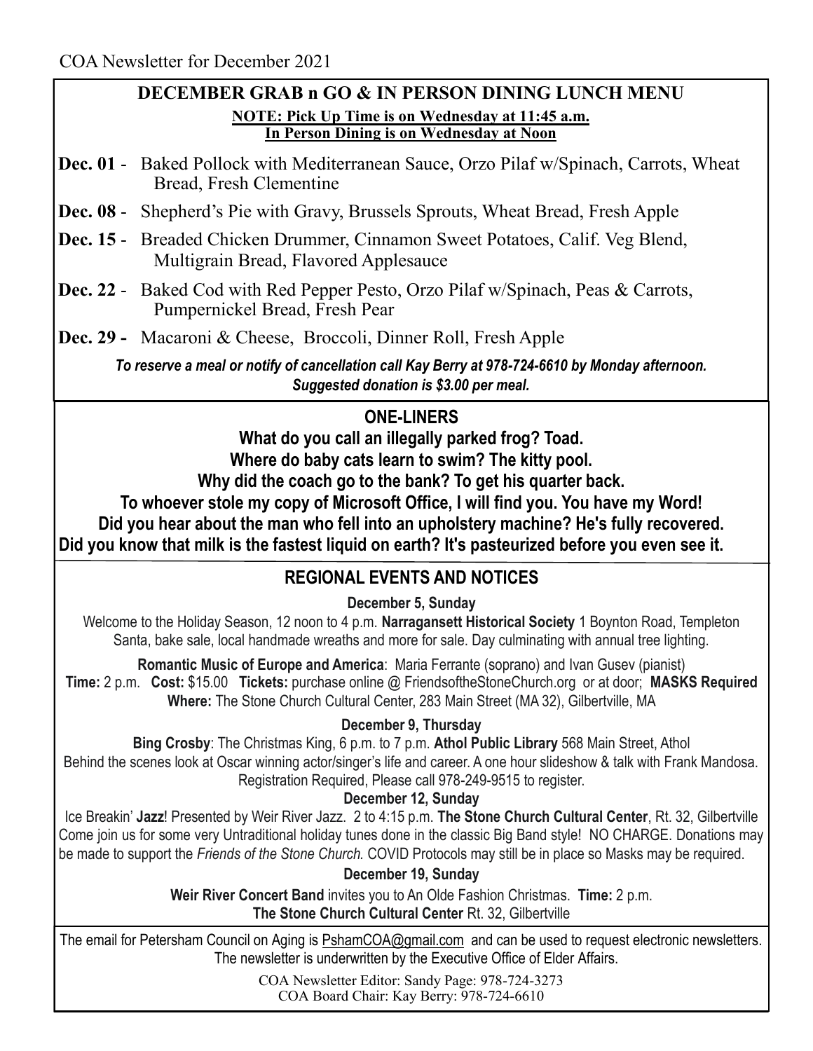COA Newsletter for December 2021

## DECEMBER GRAB n GO & IN PERSON DINING LUNCH MENU

**NOTE: Pick Up Time is on Wednesday at 11:45 a.m.**
**In Person Dining is on Wednesday at Noon**

**Dec. 01** - Baked Pollock with Mediterranean Sauce, Orzo Pilaf w/Spinach, Carrots, Wheat Bread, Fresh Clementine

**Dec. 08** - Shepherd's Pie with Gravy, Brussels Sprouts, Wheat Bread, Fresh Apple

**Dec. 15** - Breaded Chicken Drummer, Cinnamon Sweet Potatoes, Calif. Veg Blend, Multigrain Bread, Flavored Applesauce

**Dec. 22** - Baked Cod with Red Pepper Pesto, Orzo Pilaf w/Spinach, Peas & Carrots, Pumpernickel Bread, Fresh Pear

**Dec. 29 -** Macaroni & Cheese, Broccoli, Dinner Roll, Fresh Apple

***To reserve a meal or notify of cancellation call Kay Berry at 978-724-6610 by Monday afternoon. Suggested donation is $3.00 per meal.***

## ONE-LINERS

**What do you call an illegally parked frog? Toad.**
**Where do baby cats learn to swim? The kitty pool.**
**Why did the coach go to the bank? To get his quarter back.**
**To whoever stole my copy of Microsoft Office, I will find you. You have my Word!**
**Did you hear about the man who fell into an upholstery machine? He's fully recovered.**
**Did you know that milk is the fastest liquid on earth? It's pasteurized before you even see it.**

## REGIONAL EVENTS AND NOTICES

**December 5, Sunday**

Welcome to the Holiday Season, 12 noon to 4 p.m. **Narragansett Historical Society** 1 Boynton Road, Templeton
Santa, bake sale, local handmade wreaths and more for sale. Day culminating with annual tree lighting.

**Romantic Music of Europe and America**: Maria Ferrante (soprano) and Ivan Gusev (pianist)
**Time:** 2 p.m. **Cost:** $15.00 **Tickets:** purchase online @ FriendsoftheStoneChurch.org or at door; **MASKS Required**
**Where:** The Stone Church Cultural Center, 283 Main Street (MA 32), Gilbertville, MA

**December 9, Thursday**

**Bing Crosby**: The Christmas King, 6 p.m. to 7 p.m. **Athol Public Library** 568 Main Street, Athol
Behind the scenes look at Oscar winning actor/singer's life and career. A one hour slideshow & talk with Frank Mandosa.
Registration Required, Please call 978-249-9515 to register.

**December 12, Sunday**

Ice Breakin' **Jazz**! Presented by Weir River Jazz. 2 to 4:15 p.m. **The Stone Church Cultural Center**, Rt. 32, Gilbertville
Come join us for some very Untraditional holiday tunes done in the classic Big Band style! NO CHARGE. Donations may be made to support the *Friends of the Stone Church.* COVID Protocols may still be in place so Masks may be required.

**December 19, Sunday**

**Weir River Concert Band** invites you to An Olde Fashion Christmas. **Time:** 2 p.m.
**The Stone Church Cultural Center** Rt. 32, Gilbertville

The email for Petersham Council on Aging is PshamCOA@gmail.com and can be used to request electronic newsletters.
The newsletter is underwritten by the Executive Office of Elder Affairs.

COA Newsletter Editor: Sandy Page: 978-724-3273
COA Board Chair: Kay Berry: 978-724-6610